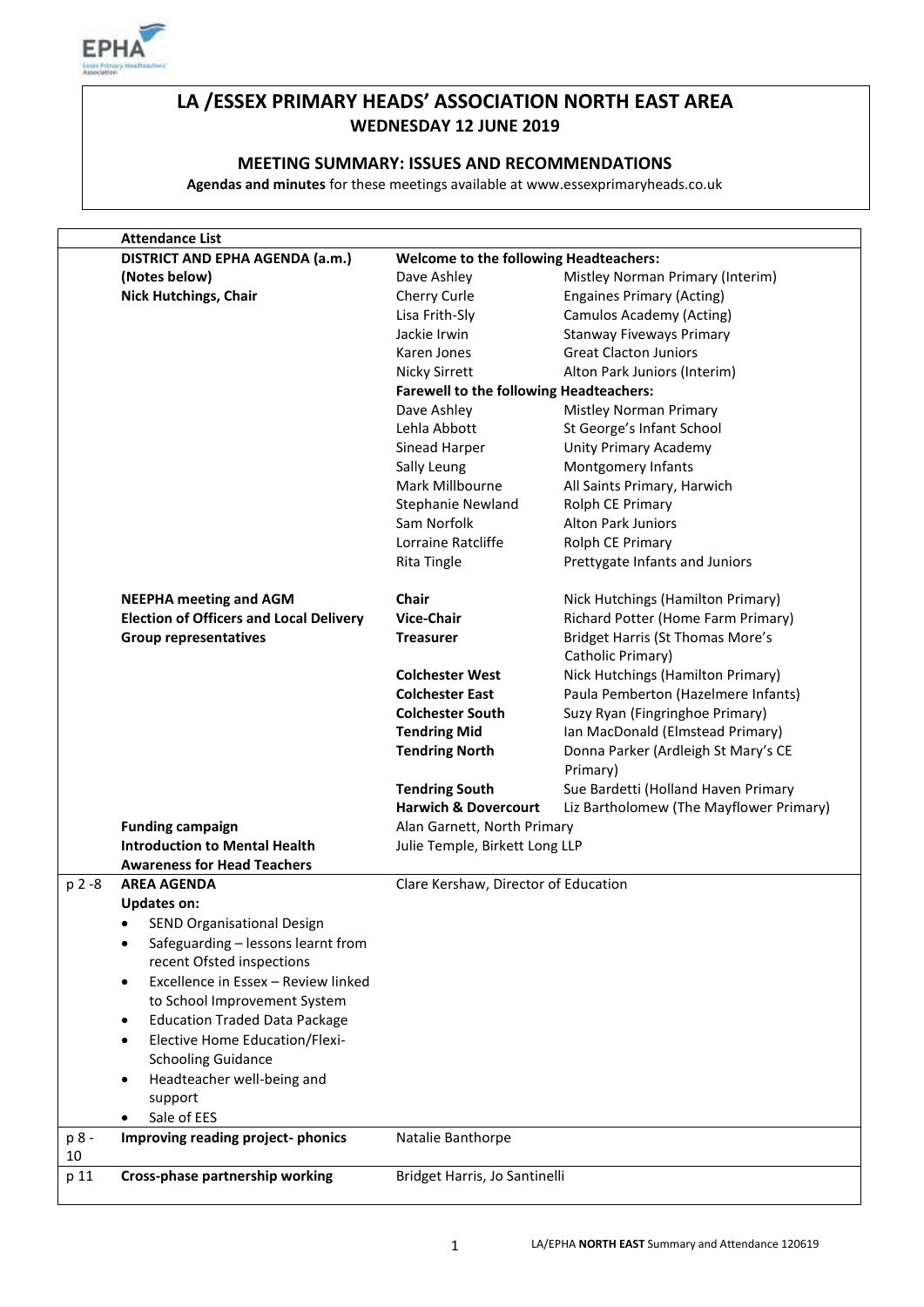# LA /ESSEX PRIMARY HEADS' ASSOCIATION NORTH EAST AREA

## WEDNESDAY 12 JUNE 2019

### MEETING SUMMARY: ISSUES AND RECOMMENDATIONS

**Agendas and minutes** for these meetings available at www.essexprimaryheads.co.uk

| | **Attendance List** | | |
|---|---|---|---|
| | **DISTRICT AND EPHA AGENDA (a.m.)** | **Welcome to the following Headteachers:** | |
| | **(Notes below)** | Dave Ashley | Mistley Norman Primary (Interim) |
| | **Nick Hutchings, Chair** | Cherry Curle | Engaines Primary (Acting) |
| | | Lisa Frith-Sly | Camulos Academy (Acting) |
| | | Jackie Irwin | Stanway Fiveways Primary |
| | | Karen Jones | Great Clacton Juniors |
| | | Nicky Sirrett | Alton Park Juniors (Interim) |
| | | **Farewell to the following Headteachers:** | |
| | | Dave Ashley | Mistley Norman Primary |
| | | Lehla Abbott | St George's Infant School |
| | | Sinead Harper | Unity Primary Academy |
| | | Sally Leung | Montgomery Infants |
| | | Mark Millbourne | All Saints Primary, Harwich |
| | | Stephanie Newland | Rolph CE Primary |
| | | Sam Norfolk | Alton Park Juniors |
| | | Lorraine Ratcliffe | Rolph CE Primary |
| | | Rita Tingle | Prettygate Infants and Juniors |
| | **NEEPHA meeting and AGM** | **Chair** | Nick Hutchings (Hamilton Primary) |
| | **Election of Officers and Local Delivery** | **Vice-Chair** | Richard Potter (Home Farm Primary) |
| | **Group representatives** | **Treasurer** | Bridget Harris (St Thomas More's Catholic Primary) |
| | | **Colchester West** | Nick Hutchings (Hamilton Primary) |
| | | **Colchester East** | Paula Pemberton (Hazelmere Infants) |
| | | **Colchester South** | Suzy Ryan (Fingringhoe Primary) |
| | | **Tendring Mid** | Ian MacDonald (Elmstead Primary) |
| | | **Tendring North** | Donna Parker (Ardleigh St Mary's CE Primary) |
| | | **Tendring South** | Sue Bardetti (Holland Haven Primary |
| | | **Harwich & Dovercourt** | Liz Bartholomew (The Mayflower Primary) |
| | **Funding campaign** | Alan Garnett, North Primary | |
| | **Introduction to Mental Health Awareness for Head Teachers** | Julie Temple, Birkett Long LLP | |
| p 2 -8 | **AREA AGENDA**<br>**Updates on:**<br>• SEND Organisational Design<br>• Safeguarding – lessons learnt from recent Ofsted inspections<br>• Excellence in Essex – Review linked to School Improvement System<br>• Education Traded Data Package<br>• Elective Home Education/Flexi-Schooling Guidance<br>• Headteacher well-being and support<br>• Sale of EES | Clare Kershaw, Director of Education | |
| p 8 - 10 | **Improving reading project- phonics** | Natalie Banthorpe | |
| p 11 | **Cross-phase partnership working** | Bridget Harris, Jo Santinelli | |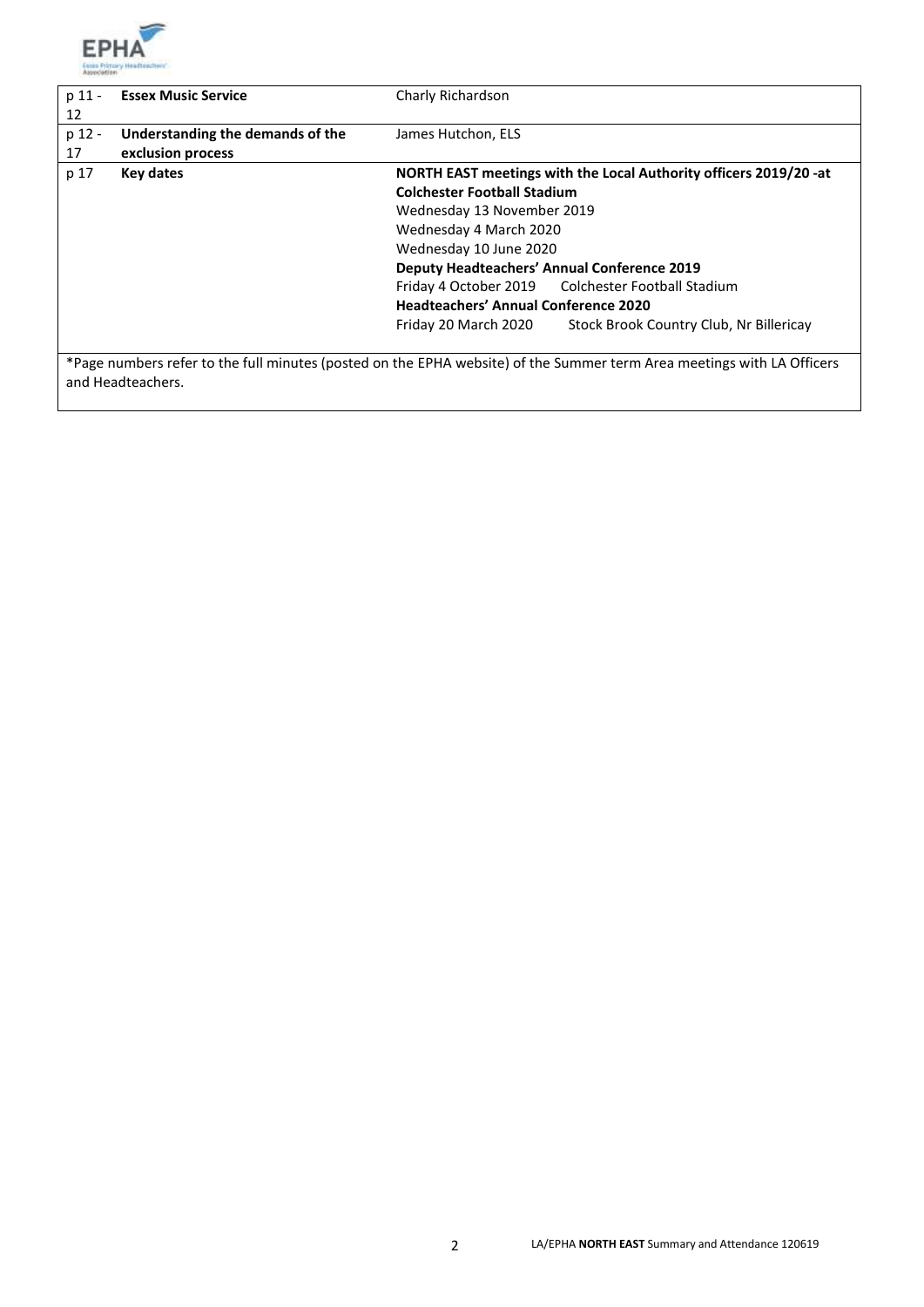| | | |
|---|---|---|
| p 11 - 12 | **Essex Music Service** | Charly Richardson |
| p 12 - 17 | **Understanding the demands of the exclusion process** | James Hutchon, ELS |
| p 17 | **Key dates** | **NORTH EAST meetings with the Local Authority officers 2019/20 -at Colchester Football Stadium**<br>Wednesday 13 November 2019<br>Wednesday 4 March 2020<br>Wednesday 10 June 2020<br>**Deputy Headteachers' Annual Conference 2019**<br>Friday 4 October 2019 Colchester Football Stadium<br>**Headteachers' Annual Conference 2020**<br>Friday 20 March 2020 Stock Brook Country Club, Nr Billericay |

*Page numbers refer to the full minutes (posted on the EPHA website) of the Summer term Area meetings with LA Officers and Headteachers.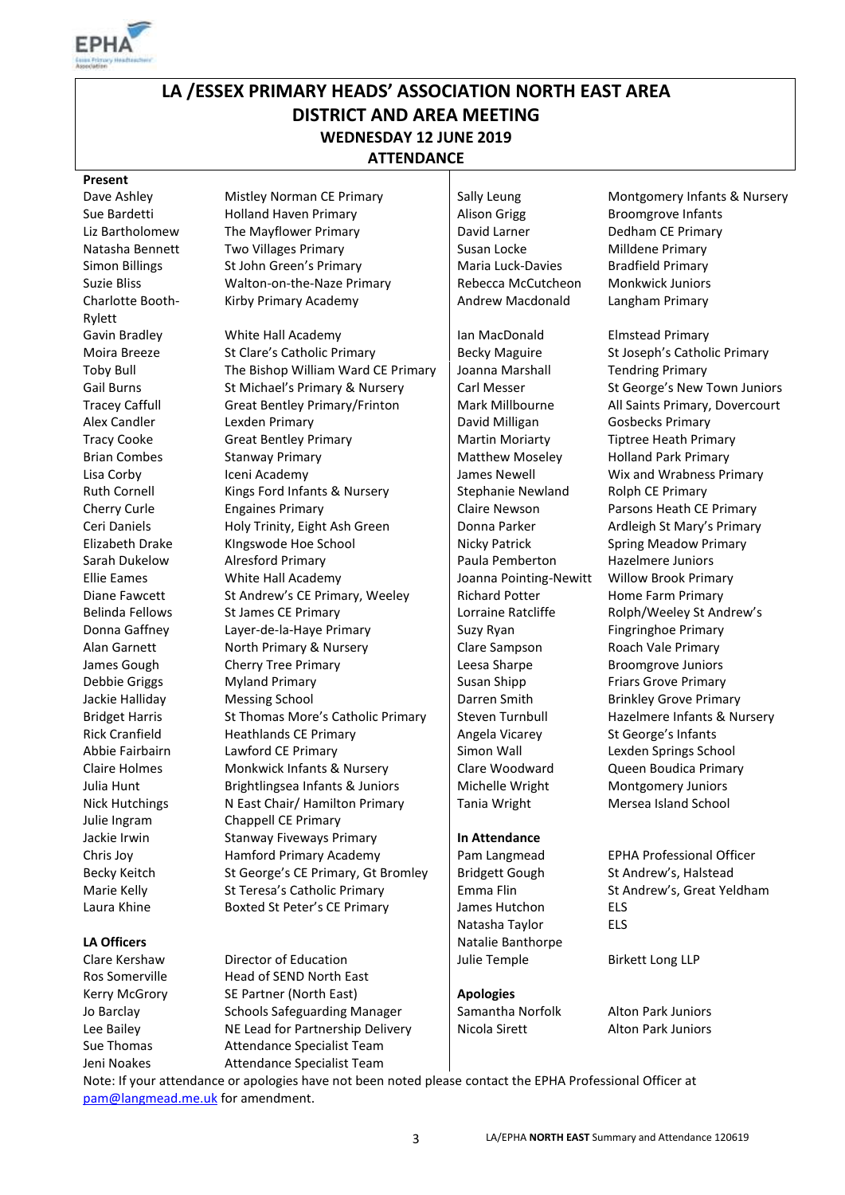# LA /ESSEX PRIMARY HEADS' ASSOCIATION NORTH EAST AREA
## DISTRICT AND AREA MEETING
### WEDNESDAY 12 JUNE 2019
### ATTENDANCE

**Present**

| | |
|---|---|
| Dave Ashley | Mistley Norman CE Primary |
| Sue Bardetti | Holland Haven Primary |
| Liz Bartholomew | The Mayflower Primary |
| Natasha Bennett | Two Villages Primary |
| Simon Billings | St John Green's Primary |
| Suzie Bliss | Walton-on-the-Naze Primary |
| Charlotte Booth-Rylett | Kirby Primary Academy |
| Gavin Bradley | White Hall Academy |
| Moira Breeze | St Clare's Catholic Primary |
| Toby Bull | The Bishop William Ward CE Primary |
| Gail Burns | St Michael's Primary & Nursery |
| Tracey Caffull | Great Bentley Primary/Frinton |
| Alex Candler | Lexden Primary |
| Tracy Cooke | Great Bentley Primary |
| Brian Combes | Stanway Primary |
| Lisa Corby | Iceni Academy |
| Ruth Cornell | Kings Ford Infants & Nursery |
| Cherry Curle | Engaines Primary |
| Ceri Daniels | Holy Trinity, Eight Ash Green |
| Elizabeth Drake | KIngswode Hoe School |
| Sarah Dukelow | Alresford Primary |
| Ellie Eames | White Hall Academy |
| Diane Fawcett | St Andrew's CE Primary, Weeley |
| Belinda Fellows | St James CE Primary |
| Donna Gaffney | Layer-de-la-Haye Primary |
| Alan Garnett | North Primary & Nursery |
| James Gough | Cherry Tree Primary |
| Debbie Griggs | Myland Primary |
| Jackie Halliday | Messing School |
| Bridget Harris | St Thomas More's Catholic Primary |
| Rick Cranfield | Heathlands CE Primary |
| Abbie Fairbairn | Lawford CE Primary |
| Claire Holmes | Monkwick Infants & Nursery |
| Julia Hunt | Brightlingsea Infants & Juniors |
| Nick Hutchings | N East Chair/ Hamilton Primary |
| Julie Ingram | Chappell CE Primary |
| Jackie Irwin | Stanway Fiveways Primary |
| Chris Joy | Hamford Primary Academy |
| Becky Keitch | St George's CE Primary, Gt Bromley |
| Marie Kelly | St Teresa's Catholic Primary |
| Laura Khine | Boxted St Peter's CE Primary |
| Sally Leung | Montgomery Infants & Nursery |
| Alison Grigg | Broomgrove Infants |
| David Larner | Dedham CE Primary |
| Susan Locke | Milldene Primary |
| Maria Luck-Davies | Bradfield Primary |
| Rebecca McCutcheon | Monkwick Juniors |
| Andrew Macdonald | Langham Primary |
| Ian MacDonald | Elmstead Primary |
| Becky Maguire | St Joseph's Catholic Primary |
| Joanna Marshall | Tendring Primary |
| Carl Messer | St George's New Town Juniors |
| Mark Millbourne | All Saints Primary, Dovercourt |
| David Milligan | Gosbecks Primary |
| Martin Moriarty | Tiptree Heath Primary |
| Matthew Moseley | Holland Park Primary |
| James Newell | Wix and Wrabness Primary |
| Stephanie Newland | Rolph CE Primary |
| Claire Newson | Parsons Heath CE Primary |
| Donna Parker | Ardleigh St Mary's Primary |
| Nicky Patrick | Spring Meadow Primary |
| Paula Pemberton | Hazelmere Juniors |
| Joanna Pointing-Newitt | Willow Brook Primary |
| Richard Potter | Home Farm Primary |
| Lorraine Ratcliffe | Rolph/Weeley St Andrew's |
| Suzy Ryan | Fingringhoe Primary |
| Clare Sampson | Roach Vale Primary |
| Leesa Sharpe | Broomgrove Juniors |
| Susan Shipp | Friars Grove Primary |
| Darren Smith | Brinkley Grove Primary |
| Steven Turnbull | Hazelmere Infants & Nursery |
| Angela Vicarey | St George's Infants |
| Simon Wall | Lexden Springs School |
| Clare Woodward | Queen Boudica Primary |
| Michelle Wright | Montgomery Juniors |
| Tania Wright | Mersea Island School |

**LA Officers**

| | |
|---|---|
| Clare Kershaw | Director of Education |
| Ros Somerville | Head of SEND North East |
| Kerry McGrory | SE Partner (North East) |
| Jo Barclay | Schools Safeguarding Manager |
| Lee Bailey | NE Lead for Partnership Delivery |
| Sue Thomas | Attendance Specialist Team |
| Jeni Noakes | Attendance Specialist Team |

**In Attendance**

| | |
|---|---|
| Pam Langmead | EPHA Professional Officer |
| Bridgett Gough | St Andrew's, Halstead |
| Emma Flin | St Andrew's, Great Yeldham |
| James Hutchon | ELS |
| Natasha Taylor | ELS |
| Natalie Banthorpe | |
| Julie Temple | Birkett Long LLP |

**Apologies**

| | |
|---|---|
| Samantha Norfolk | Alton Park Juniors |
| Nicola Sirett | Alton Park Juniors |

Note: If your attendance or apologies have not been noted please contact the EPHA Professional Officer at pam@langmead.me.uk for amendment.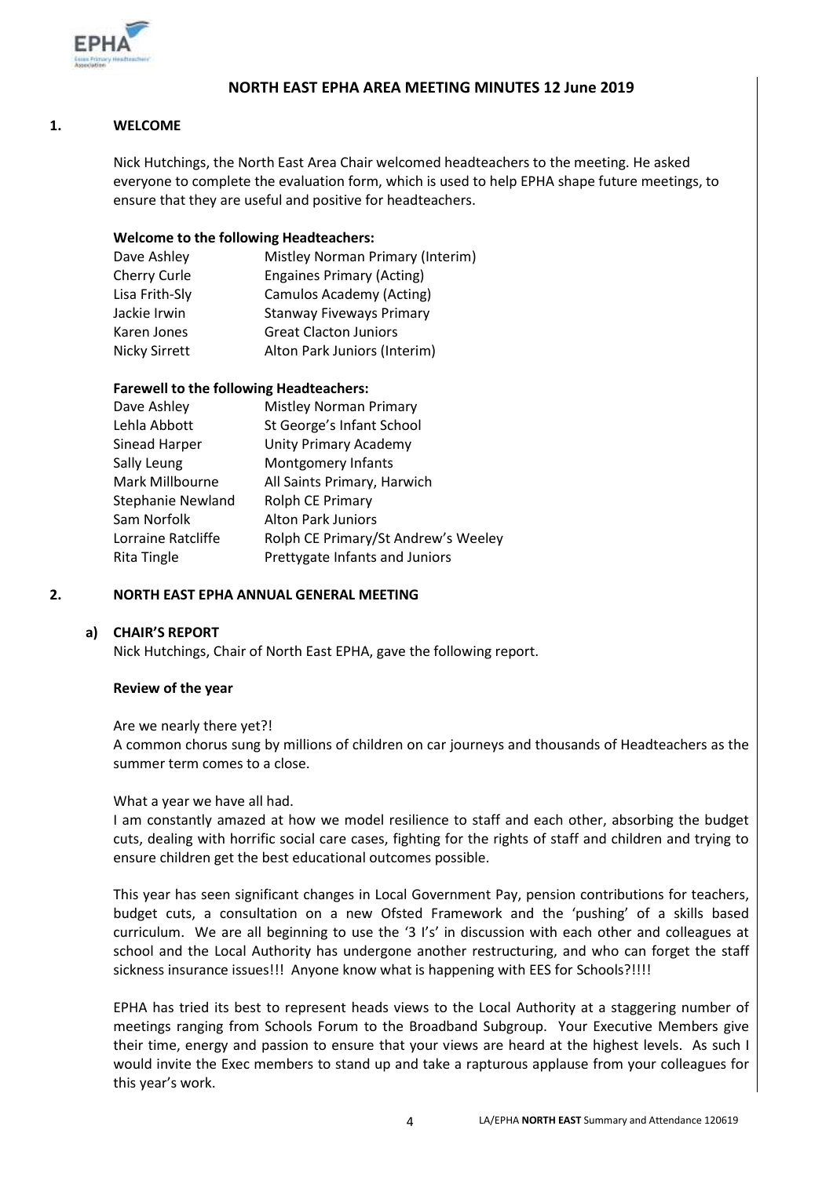# NORTH EAST EPHA AREA MEETING MINUTES 12 June 2019

## 1. WELCOME

Nick Hutchings, the North East Area Chair welcomed headteachers to the meeting. He asked everyone to complete the evaluation form, which is used to help EPHA shape future meetings, to ensure that they are useful and positive for headteachers.

**Welcome to the following Headteachers:**

| | |
|---|---|
| Dave Ashley | Mistley Norman Primary (Interim) |
| Cherry Curle | Engaines Primary (Acting) |
| Lisa Frith-Sly | Camulos Academy (Acting) |
| Jackie Irwin | Stanway Fiveways Primary |
| Karen Jones | Great Clacton Juniors |
| Nicky Sirrett | Alton Park Juniors (Interim) |

**Farewell to the following Headteachers:**

| | |
|---|---|
| Dave Ashley | Mistley Norman Primary |
| Lehla Abbott | St George's Infant School |
| Sinead Harper | Unity Primary Academy |
| Sally Leung | Montgomery Infants |
| Mark Millbourne | All Saints Primary, Harwich |
| Stephanie Newland | Rolph CE Primary |
| Sam Norfolk | Alton Park Juniors |
| Lorraine Ratcliffe | Rolph CE Primary/St Andrew's Weeley |
| Rita Tingle | Prettygate Infants and Juniors |

## 2. NORTH EAST EPHA ANNUAL GENERAL MEETING

### a) CHAIR'S REPORT

Nick Hutchings, Chair of North East EPHA, gave the following report.

**Review of the year**

Are we nearly there yet?!
A common chorus sung by millions of children on car journeys and thousands of Headteachers as the summer term comes to a close.

What a year we have all had.
I am constantly amazed at how we model resilience to staff and each other, absorbing the budget cuts, dealing with horrific social care cases, fighting for the rights of staff and children and trying to ensure children get the best educational outcomes possible.

This year has seen significant changes in Local Government Pay, pension contributions for teachers, budget cuts, a consultation on a new Ofsted Framework and the 'pushing' of a skills based curriculum. We are all beginning to use the '3 I's' in discussion with each other and colleagues at school and the Local Authority has undergone another restructuring, and who can forget the staff sickness insurance issues!!! Anyone know what is happening with EES for Schools?!!!!

EPHA has tried its best to represent heads views to the Local Authority at a staggering number of meetings ranging from Schools Forum to the Broadband Subgroup. Your Executive Members give their time, energy and passion to ensure that your views are heard at the highest levels. As such I would invite the Exec members to stand up and take a rapturous applause from your colleagues for this year's work.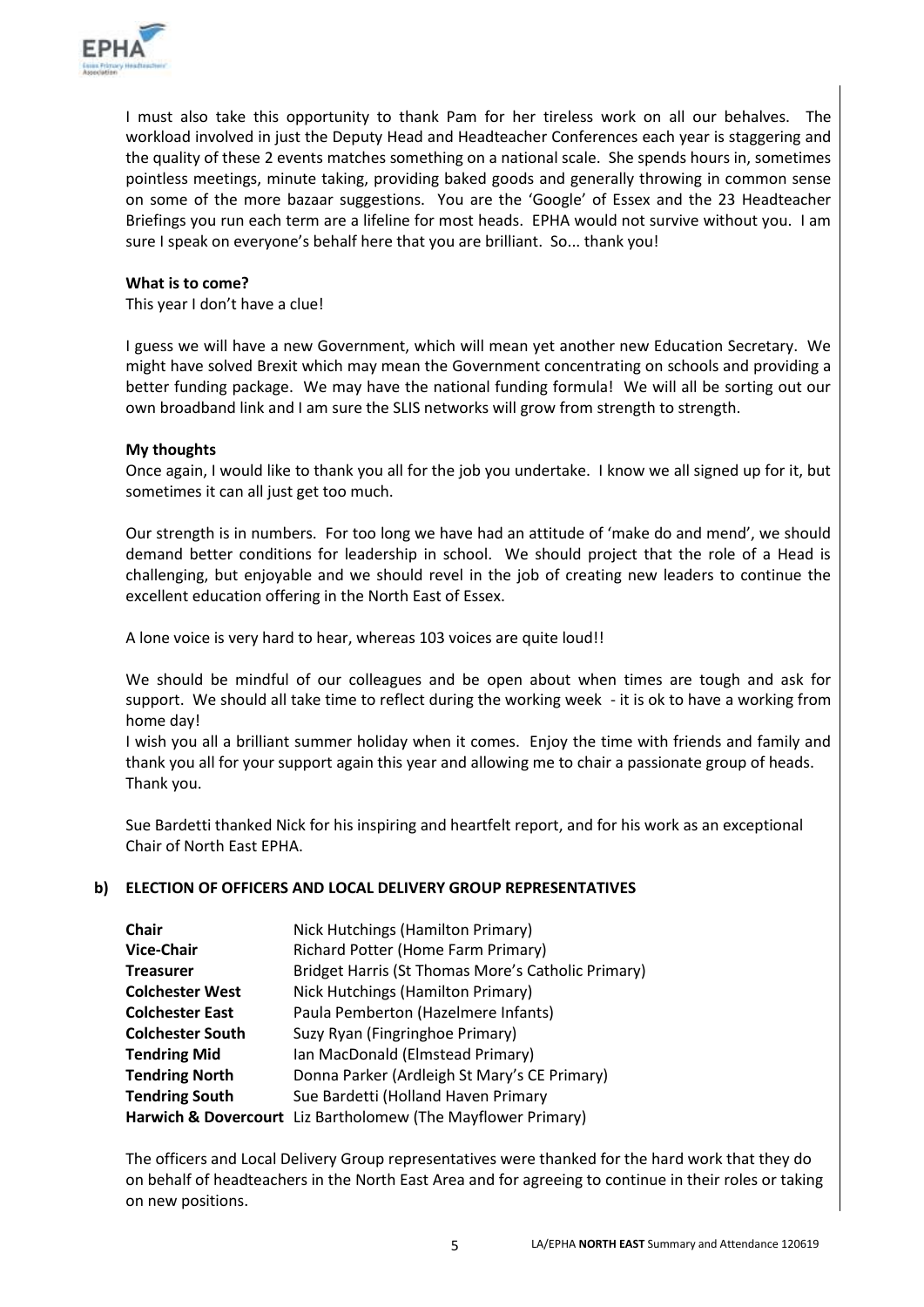I must also take this opportunity to thank Pam for her tireless work on all our behalves. The workload involved in just the Deputy Head and Headteacher Conferences each year is staggering and the quality of these 2 events matches something on a national scale. She spends hours in, sometimes pointless meetings, minute taking, providing baked goods and generally throwing in common sense on some of the more bazaar suggestions. You are the 'Google' of Essex and the 23 Headteacher Briefings you run each term are a lifeline for most heads. EPHA would not survive without you. I am sure I speak on everyone's behalf here that you are brilliant. So... thank you!

**What is to come?**

This year I don't have a clue!

I guess we will have a new Government, which will mean yet another new Education Secretary. We might have solved Brexit which may mean the Government concentrating on schools and providing a better funding package. We may have the national funding formula! We will all be sorting out our own broadband link and I am sure the SLIS networks will grow from strength to strength.

**My thoughts**

Once again, I would like to thank you all for the job you undertake. I know we all signed up for it, but sometimes it can all just get too much.

Our strength is in numbers. For too long we have had an attitude of 'make do and mend', we should demand better conditions for leadership in school. We should project that the role of a Head is challenging, but enjoyable and we should revel in the job of creating new leaders to continue the excellent education offering in the North East of Essex.

A lone voice is very hard to hear, whereas 103 voices are quite loud!!

We should be mindful of our colleagues and be open about when times are tough and ask for support. We should all take time to reflect during the working week - it is ok to have a working from home day!

I wish you all a brilliant summer holiday when it comes. Enjoy the time with friends and family and thank you all for your support again this year and allowing me to chair a passionate group of heads. Thank you.

Sue Bardetti thanked Nick for his inspiring and heartfelt report, and for his work as an exceptional Chair of North East EPHA.

**b) ELECTION OF OFFICERS AND LOCAL DELIVERY GROUP REPRESENTATIVES**

| | |
|---|---|
| **Chair** | Nick Hutchings (Hamilton Primary) |
| **Vice-Chair** | Richard Potter (Home Farm Primary) |
| **Treasurer** | Bridget Harris (St Thomas More's Catholic Primary) |
| **Colchester West** | Nick Hutchings (Hamilton Primary) |
| **Colchester East** | Paula Pemberton (Hazelmere Infants) |
| **Colchester South** | Suzy Ryan (Fingringhoe Primary) |
| **Tendring Mid** | Ian MacDonald (Elmstead Primary) |
| **Tendring North** | Donna Parker (Ardleigh St Mary's CE Primary) |
| **Tendring South** | Sue Bardetti (Holland Haven Primary |
| **Harwich & Dovercourt** | Liz Bartholomew (The Mayflower Primary) |

The officers and Local Delivery Group representatives were thanked for the hard work that they do on behalf of headteachers in the North East Area and for agreeing to continue in their roles or taking on new positions.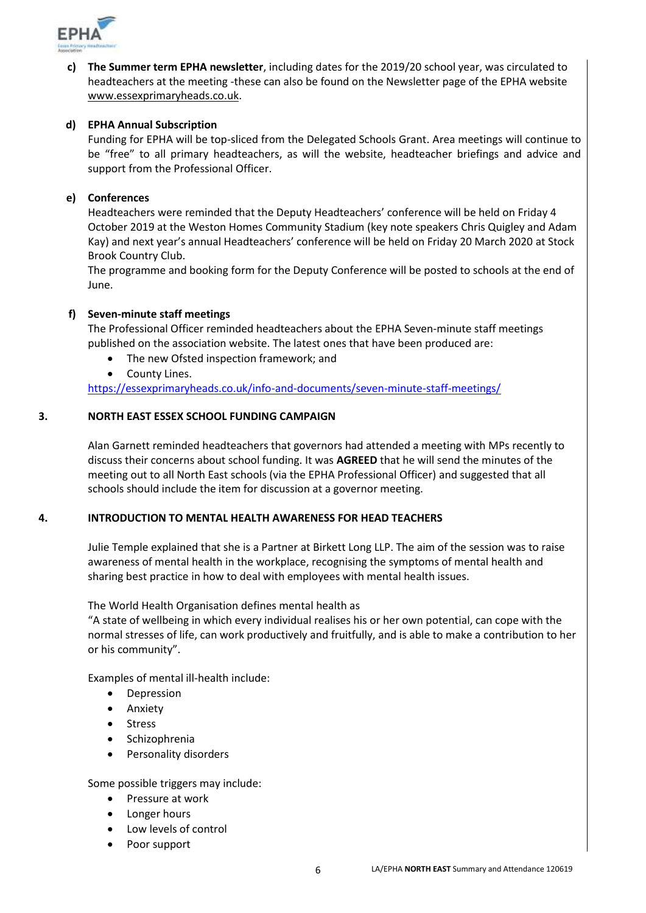c) **The Summer term EPHA newsletter**, including dates for the 2019/20 school year, was circulated to headteachers at the meeting -these can also be found on the Newsletter page of the EPHA website www.essexprimaryheads.co.uk.

d) **EPHA Annual Subscription**

Funding for EPHA will be top-sliced from the Delegated Schools Grant. Area meetings will continue to be "free" to all primary headteachers, as will the website, headteacher briefings and advice and support from the Professional Officer.

e) **Conferences**

Headteachers were reminded that the Deputy Headteachers' conference will be held on Friday 4 October 2019 at the Weston Homes Community Stadium (key note speakers Chris Quigley and Adam Kay) and next year's annual Headteachers' conference will be held on Friday 20 March 2020 at Stock Brook Country Club.

The programme and booking form for the Deputy Conference will be posted to schools at the end of June.

f) **Seven-minute staff meetings**

The Professional Officer reminded headteachers about the EPHA Seven-minute staff meetings published on the association website. The latest ones that have been produced are:

- The new Ofsted inspection framework; and
- County Lines.

https://essexprimaryheads.co.uk/info-and-documents/seven-minute-staff-meetings/

## 3. NORTH EAST ESSEX SCHOOL FUNDING CAMPAIGN

Alan Garnett reminded headteachers that governors had attended a meeting with MPs recently to discuss their concerns about school funding. It was **AGREED** that he will send the minutes of the meeting out to all North East schools (via the EPHA Professional Officer) and suggested that all schools should include the item for discussion at a governor meeting.

## 4. INTRODUCTION TO MENTAL HEALTH AWARENESS FOR HEAD TEACHERS

Julie Temple explained that she is a Partner at Birkett Long LLP. The aim of the session was to raise awareness of mental health in the workplace, recognising the symptoms of mental health and sharing best practice in how to deal with employees with mental health issues.

The World Health Organisation defines mental health as

"A state of wellbeing in which every individual realises his or her own potential, can cope with the normal stresses of life, can work productively and fruitfully, and is able to make a contribution to her or his community".

Examples of mental ill-health include:

- Depression
- Anxiety
- Stress
- Schizophrenia
- Personality disorders

Some possible triggers may include:

- Pressure at work
- Longer hours
- Low levels of control
- Poor support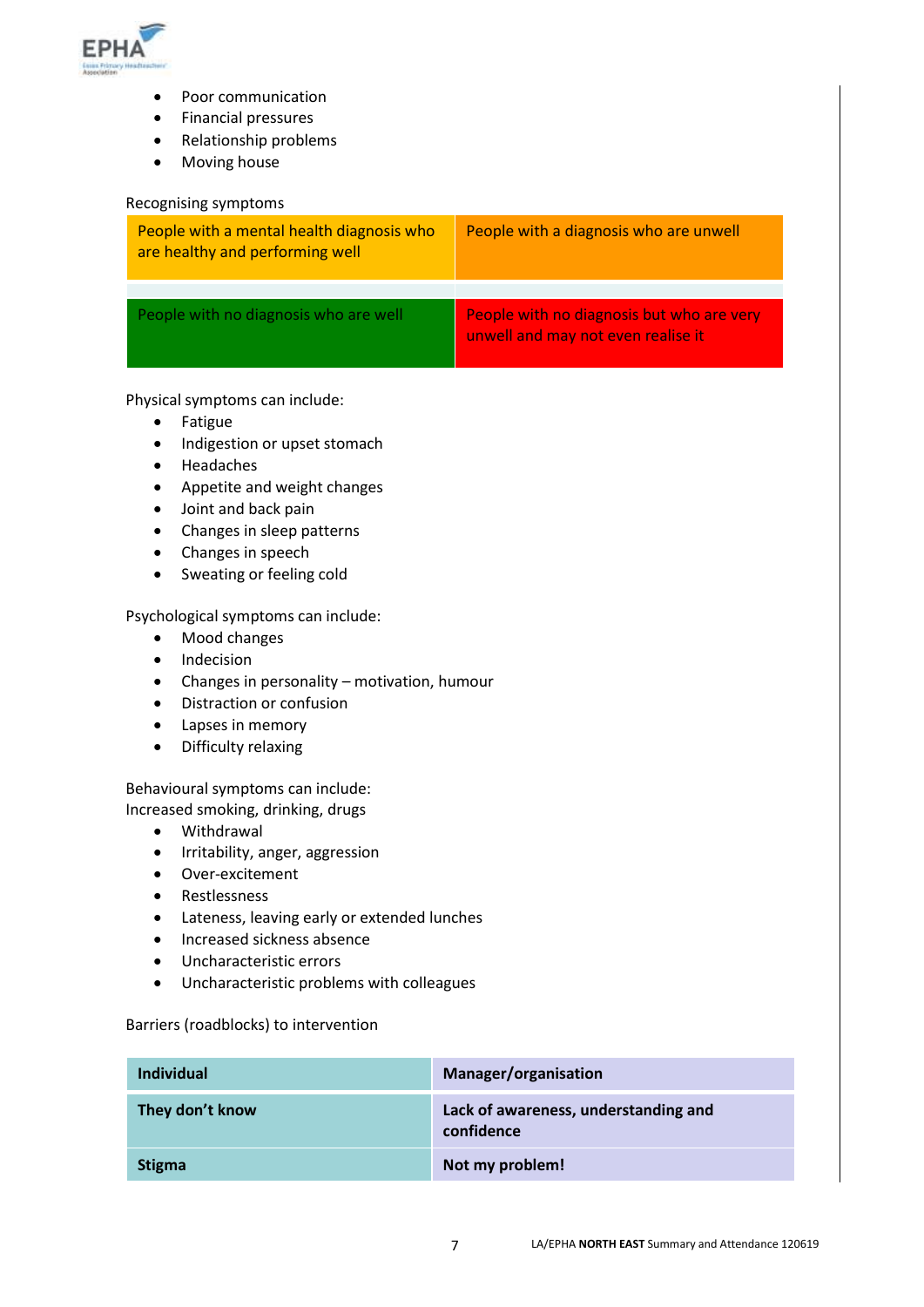- Poor communication
- Financial pressures
- Relationship problems
- Moving house

Recognising symptoms

| People with a mental health diagnosis who are healthy and performing well | People with a diagnosis who are unwell |
|---|---|
| People with no diagnosis who are well | People with no diagnosis but who are very unwell and may not even realise it |

Physical symptoms can include:

- Fatigue
- Indigestion or upset stomach
- Headaches
- Appetite and weight changes
- Joint and back pain
- Changes in sleep patterns
- Changes in speech
- Sweating or feeling cold

Psychological symptoms can include:

- Mood changes
- Indecision
- Changes in personality – motivation, humour
- Distraction or confusion
- Lapses in memory
- Difficulty relaxing

Behavioural symptoms can include:
Increased smoking, drinking, drugs

- Withdrawal
- Irritability, anger, aggression
- Over-excitement
- Restlessness
- Lateness, leaving early or extended lunches
- Increased sickness absence
- Uncharacteristic errors
- Uncharacteristic problems with colleagues

Barriers (roadblocks) to intervention

| **Individual** | **Manager/organisation** |
|---|---|
| **They don't know** | **Lack of awareness, understanding and confidence** |
| **Stigma** | **Not my problem!** |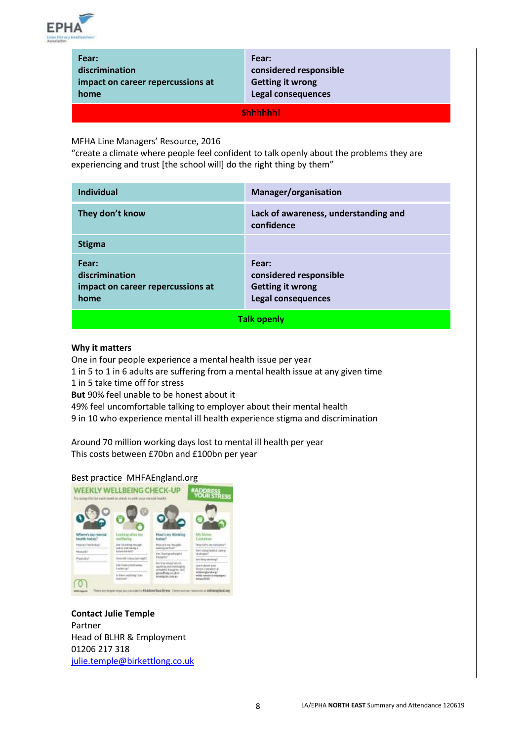| Fear:<br>discrimination<br>impact on career repercussions at home | Fear:<br>considered responsible<br>Getting it wrong<br>Legal consequences |
|---|---|
| **Shhhhhh!** | |

MFHA Line Managers' Resource, 2016
"create a climate where people feel confident to talk openly about the problems they are experiencing and trust [the school will] do the right thing by them"

| Individual | Manager/organisation |
|---|---|
| They don't know | Lack of awareness, understanding and confidence |
| Stigma | |
| Fear:<br>discrimination<br>impact on career repercussions at home | Fear:<br>considered responsible<br>Getting it wrong<br>Legal consequences |
| **Talk openly** | |

**Why it matters**
One in four people experience a mental health issue per year
1 in 5 to 1 in 6 adults are suffering from a mental health issue at any given time
1 in 5 take time off for stress
**But** 90% feel unable to be honest about it
49% feel uncomfortable talking to employer about their mental health
9 in 10 who experience mental ill health experience stigma and discrimination

Around 70 million working days lost to mental ill health per year
This costs between £70bn and £100bn per year

Best practice MHFAEngland.org

**Contact Julie Temple**
Partner
Head of BLHR & Employment
01206 217 318
julie.temple@birkettlong.co.uk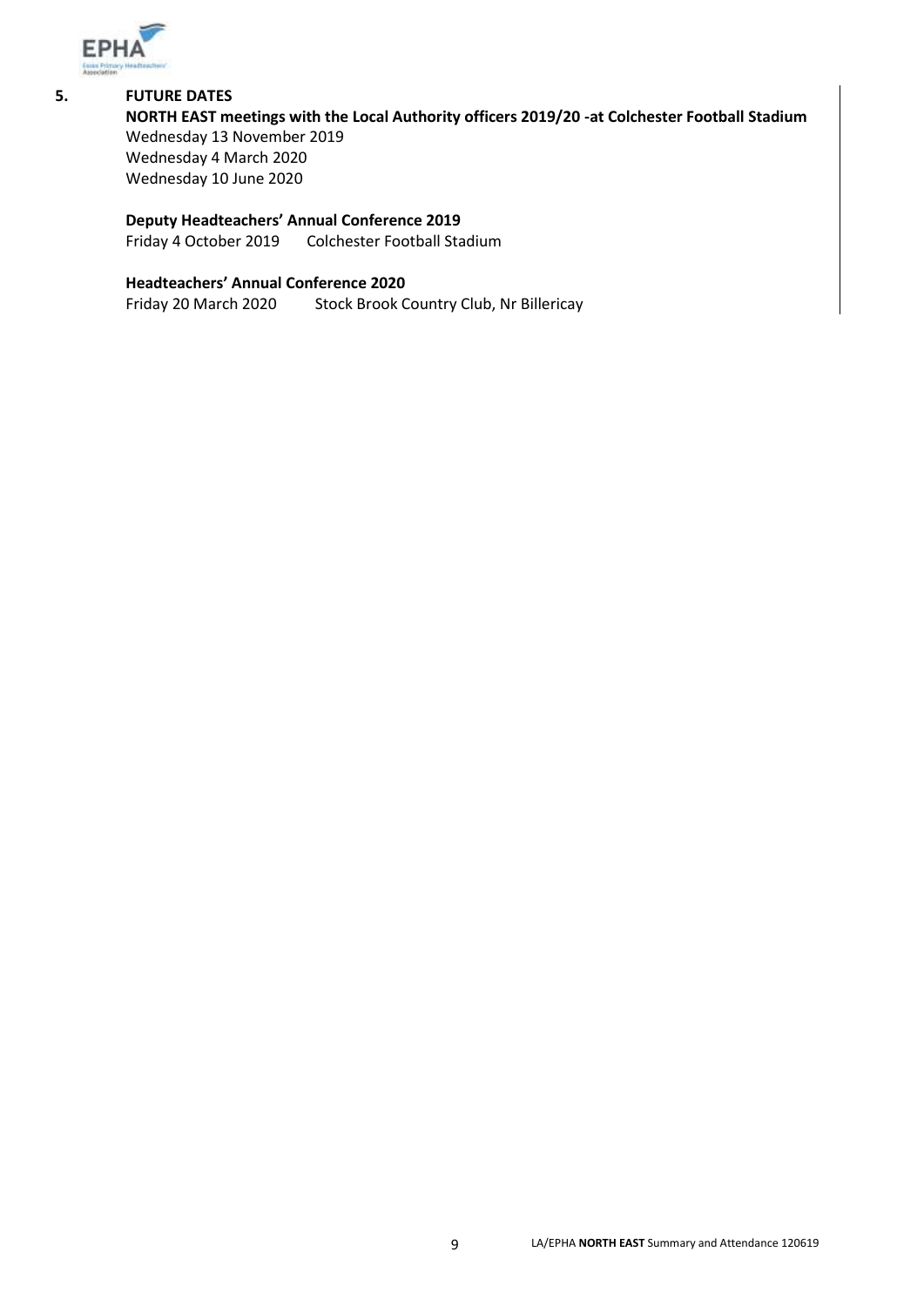## 5. FUTURE DATES

**NORTH EAST meetings with the Local Authority officers 2019/20 -at Colchester Football Stadium**

Wednesday 13 November 2019
Wednesday 4 March 2020
Wednesday 10 June 2020

**Deputy Headteachers' Annual Conference 2019**

Friday 4 October 2019 Colchester Football Stadium

**Headteachers' Annual Conference 2020**

Friday 20 March 2020 Stock Brook Country Club, Nr Billericay